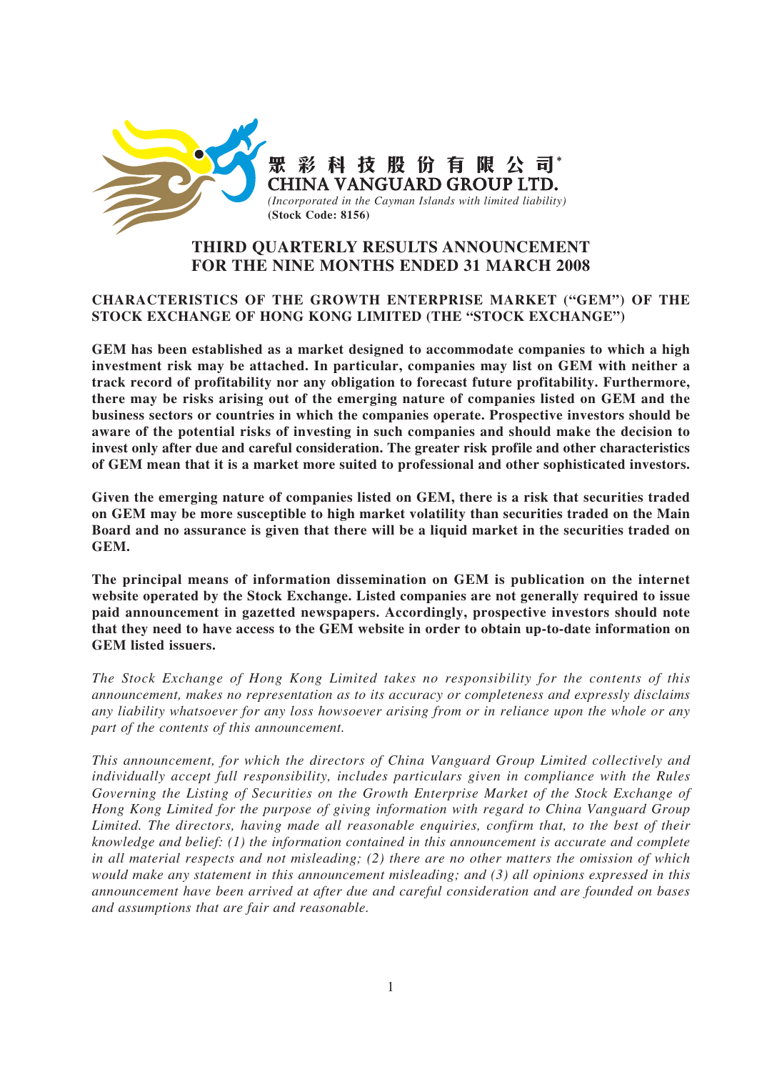眾彩科技股份有限公司*

**CHINA VANGUARD GROUP LTD.**

*(Incorporated in the Cayman Islands with limited liability)*

**(Stock Code: 8156)**

# THIRD QUARTERLY RESULTS ANNOUNCEMENT FOR THE NINE MONTHS ENDED 31 MARCH 2008

## CHARACTERISTICS OF THE GROWTH ENTERPRISE MARKET ("GEM") OF THE STOCK EXCHANGE OF HONG KONG LIMITED (THE "STOCK EXCHANGE")

**GEM has been established as a market designed to accommodate companies to which a high investment risk may be attached. In particular, companies may list on GEM with neither a track record of profitability nor any obligation to forecast future profitability. Furthermore, there may be risks arising out of the emerging nature of companies listed on GEM and the business sectors or countries in which the companies operate. Prospective investors should be aware of the potential risks of investing in such companies and should make the decision to invest only after due and careful consideration. The greater risk profile and other characteristics of GEM mean that it is a market more suited to professional and other sophisticated investors.**

**Given the emerging nature of companies listed on GEM, there is a risk that securities traded on GEM may be more susceptible to high market volatility than securities traded on the Main Board and no assurance is given that there will be a liquid market in the securities traded on GEM.**

**The principal means of information dissemination on GEM is publication on the internet website operated by the Stock Exchange. Listed companies are not generally required to issue paid announcement in gazetted newspapers. Accordingly, prospective investors should note that they need to have access to the GEM website in order to obtain up-to-date information on GEM listed issuers.**

*The Stock Exchange of Hong Kong Limited takes no responsibility for the contents of this announcement, makes no representation as to its accuracy or completeness and expressly disclaims any liability whatsoever for any loss howsoever arising from or in reliance upon the whole or any part of the contents of this announcement.*

*This announcement, for which the directors of China Vanguard Group Limited collectively and individually accept full responsibility, includes particulars given in compliance with the Rules Governing the Listing of Securities on the Growth Enterprise Market of the Stock Exchange of Hong Kong Limited for the purpose of giving information with regard to China Vanguard Group Limited. The directors, having made all reasonable enquiries, confirm that, to the best of their knowledge and belief: (1) the information contained in this announcement is accurate and complete in all material respects and not misleading; (2) there are no other matters the omission of which would make any statement in this announcement misleading; and (3) all opinions expressed in this announcement have been arrived at after due and careful consideration and are founded on bases and assumptions that are fair and reasonable.*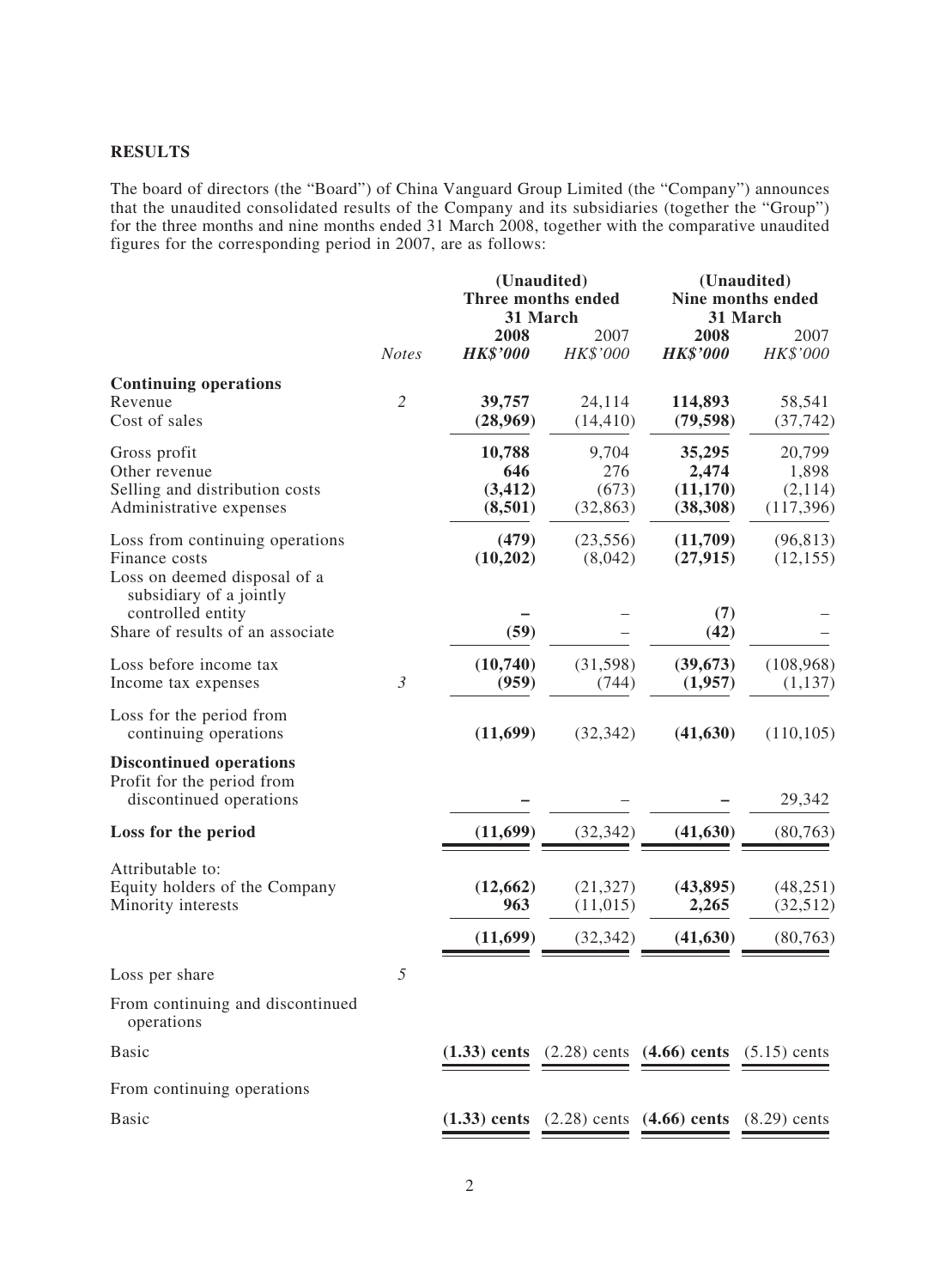## RESULTS

The board of directors (the "Board") of China Vanguard Group Limited (the "Company") announces that the unaudited consolidated results of the Company and its subsidiaries (together the "Group") for the three months and nine months ended 31 March 2008, together with the comparative unaudited figures for the corresponding period in 2007, are as follows:

| | | (Unaudited) Three months ended 31 March | | (Unaudited) Nine months ended 31 March | |
|---|---|---|---|---|---|
| | *Notes* | **2008** ***HK$'000*** | 2007 *HK$'000* | **2008** ***HK$'000*** | 2007 *HK$'000* |
| **Continuing operations** | | | | | |
| Revenue | *2* | **39,757** | 24,114 | **114,893** | 58,541 |
| Cost of sales | | **(28,969)** | (14,410) | **(79,598)** | (37,742) |
| Gross profit | | **10,788** | 9,704 | **35,295** | 20,799 |
| Other revenue | | **646** | 276 | **2,474** | 1,898 |
| Selling and distribution costs | | **(3,412)** | (673) | **(11,170)** | (2,114) |
| Administrative expenses | | **(8,501)** | (32,863) | **(38,308)** | (117,396) |
| Loss from continuing operations | | **(479)** | (23,556) | **(11,709)** | (96,813) |
| Finance costs | | **(10,202)** | (8,042) | **(27,915)** | (12,155) |
| Loss on deemed disposal of a subsidiary of a jointly controlled entity | | **–** | – | **(7)** | – |
| Share of results of an associate | | **(59)** | – | **(42)** | – |
| Loss before income tax | | **(10,740)** | (31,598) | **(39,673)** | (108,968) |
| Income tax expenses | *3* | **(959)** | (744) | **(1,957)** | (1,137) |
| Loss for the period from continuing operations | | **(11,699)** | (32,342) | **(41,630)** | (110,105) |
| **Discontinued operations** | | | | | |
| Profit for the period from discontinued operations | | **–** | – | **–** | 29,342 |
| **Loss for the period** | | **(11,699)** | (32,342) | **(41,630)** | (80,763) |
| Attributable to: | | | | | |
| Equity holders of the Company | | **(12,662)** | (21,327) | **(43,895)** | (48,251) |
| Minority interests | | **963** | (11,015) | **2,265** | (32,512) |
| | | **(11,699)** | (32,342) | **(41,630)** | (80,763) |
| Loss per share | *5* | | | | |
| From continuing and discontinued operations | | | | | |
| Basic | | **(1.33) cents** | (2.28) cents | **(4.66) cents** | (5.15) cents |
| From continuing operations | | | | | |
| Basic | | **(1.33) cents** | (2.28) cents | **(4.66) cents** | (8.29) cents |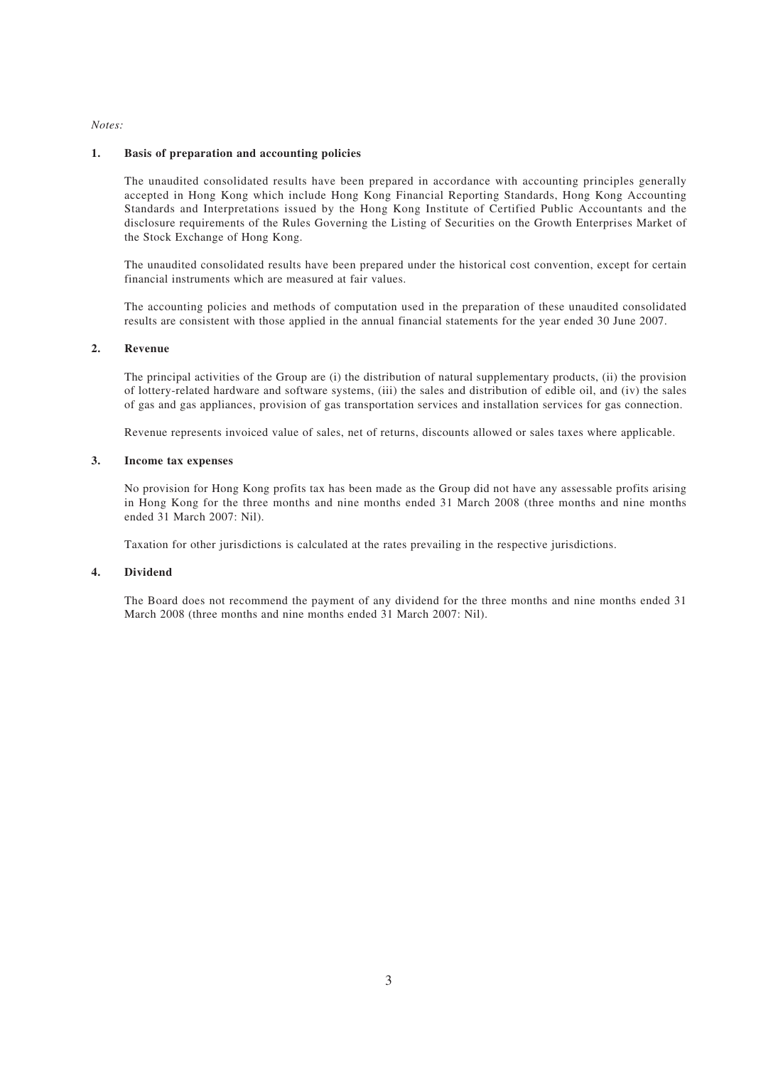*Notes:*

**1. Basis of preparation and accounting policies**

The unaudited consolidated results have been prepared in accordance with accounting principles generally accepted in Hong Kong which include Hong Kong Financial Reporting Standards, Hong Kong Accounting Standards and Interpretations issued by the Hong Kong Institute of Certified Public Accountants and the disclosure requirements of the Rules Governing the Listing of Securities on the Growth Enterprises Market of the Stock Exchange of Hong Kong.

The unaudited consolidated results have been prepared under the historical cost convention, except for certain financial instruments which are measured at fair values.

The accounting policies and methods of computation used in the preparation of these unaudited consolidated results are consistent with those applied in the annual financial statements for the year ended 30 June 2007.

**2. Revenue**

The principal activities of the Group are (i) the distribution of natural supplementary products, (ii) the provision of lottery-related hardware and software systems, (iii) the sales and distribution of edible oil, and (iv) the sales of gas and gas appliances, provision of gas transportation services and installation services for gas connection.

Revenue represents invoiced value of sales, net of returns, discounts allowed or sales taxes where applicable.

**3. Income tax expenses**

No provision for Hong Kong profits tax has been made as the Group did not have any assessable profits arising in Hong Kong for the three months and nine months ended 31 March 2008 (three months and nine months ended 31 March 2007: Nil).

Taxation for other jurisdictions is calculated at the rates prevailing in the respective jurisdictions.

**4. Dividend**

The Board does not recommend the payment of any dividend for the three months and nine months ended 31 March 2008 (three months and nine months ended 31 March 2007: Nil).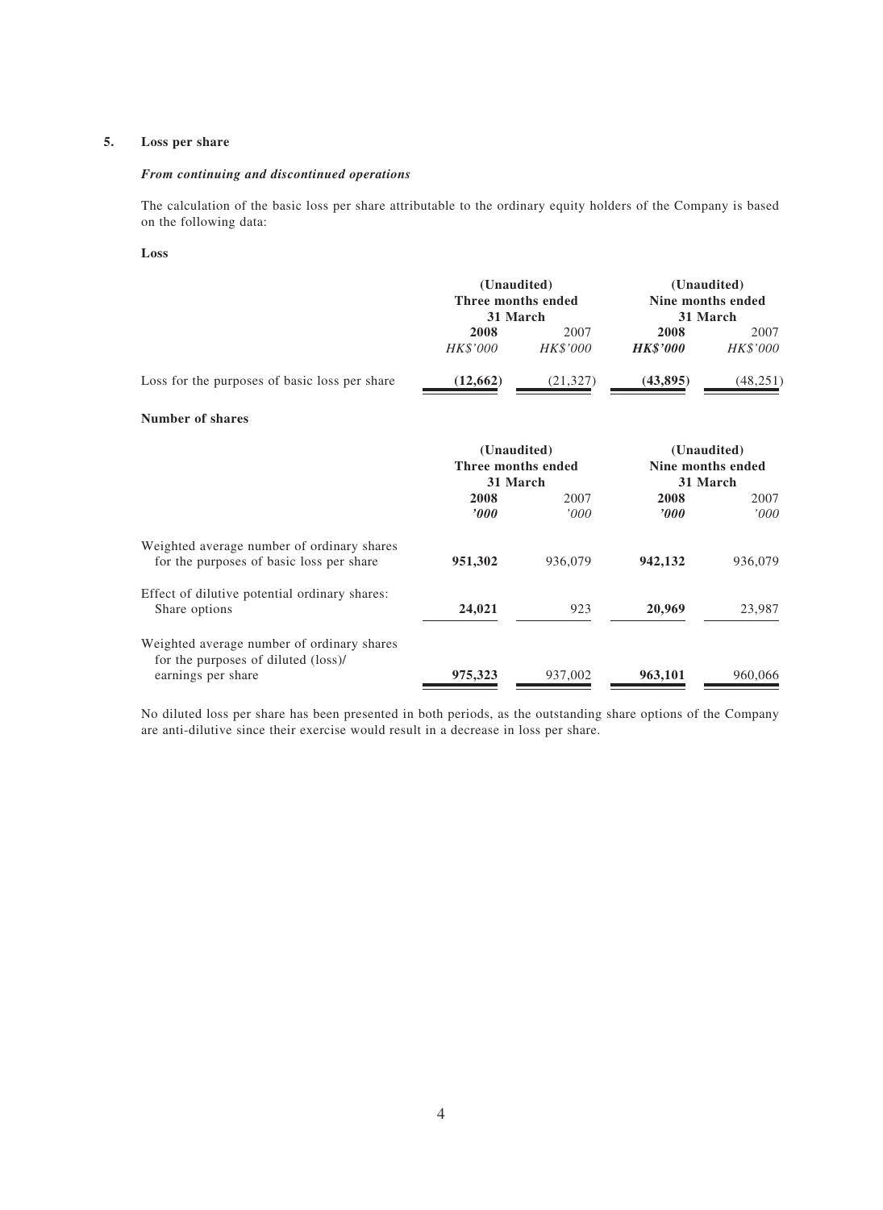## 5. Loss per share

### *From continuing and discontinued operations*

The calculation of the basic loss per share attributable to the ordinary equity holders of the Company is based on the following data:

**Loss**

| | (Unaudited) Three months ended 31 March | | (Unaudited) Nine months ended 31 March | |
|---|---|---|---|---|
| | **2008** | 2007 | **2008** | 2007 |
| | *HK$'000* | *HK$'000* | ***HK$'000*** | *HK$'000* |
| Loss for the purposes of basic loss per share | **(12,662)** | (21,327) | **(43,895)** | (48,251) |

**Number of shares**

| | (Unaudited) Three months ended 31 March | | (Unaudited) Nine months ended 31 March | |
|---|---|---|---|---|
| | **2008** | 2007 | **2008** | 2007 |
| | ***'000*** | *'000* | ***'000*** | *'000* |
| Weighted average number of ordinary shares for the purposes of basic loss per share | **951,302** | 936,079 | **942,132** | 936,079 |
| Effect of dilutive potential ordinary shares: Share options | **24,021** | 923 | **20,969** | 23,987 |
| Weighted average number of ordinary shares for the purposes of diluted (loss)/ earnings per share | **975,323** | 937,002 | **963,101** | 960,066 |

No diluted loss per share has been presented in both periods, as the outstanding share options of the Company are anti-dilutive since their exercise would result in a decrease in loss per share.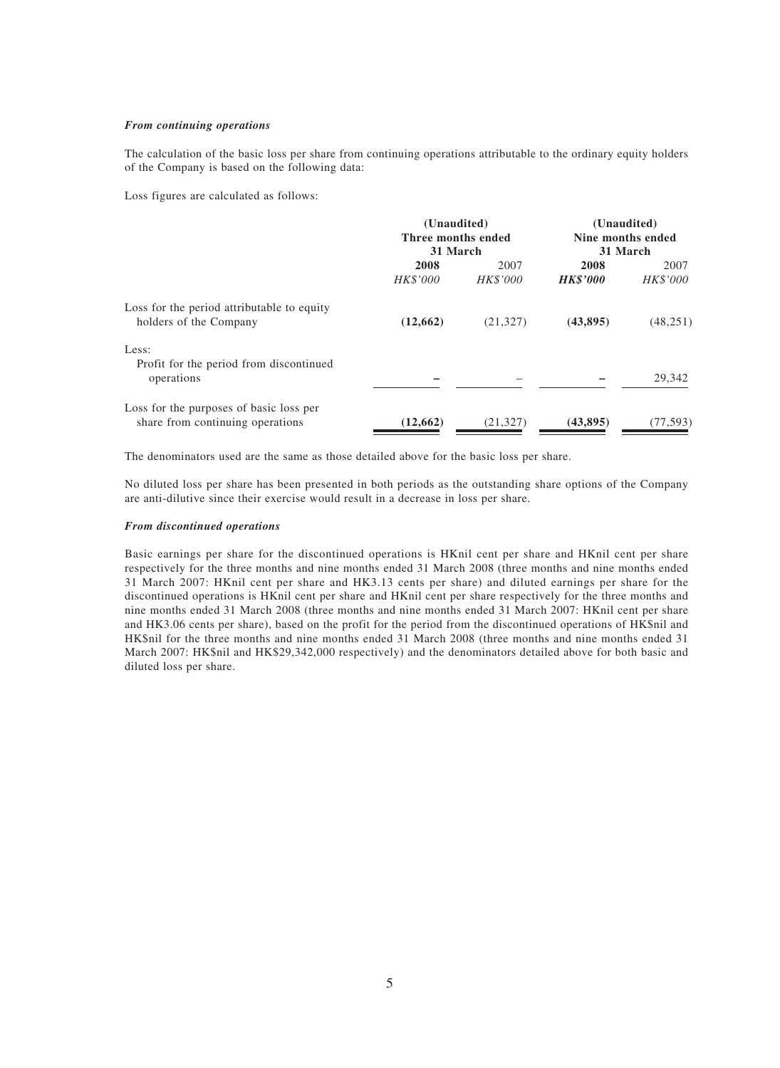***From continuing operations***

The calculation of the basic loss per share from continuing operations attributable to the ordinary equity holders of the Company is based on the following data:

Loss figures are calculated as follows:

| | (Unaudited) Three months ended 31 March | | (Unaudited) Nine months ended 31 March | |
|---|---|---|---|---|
| | **2008** | 2007 | **2008** | 2007 |
| | *HK$'000* | *HK$'000* | ***HK$'000*** | *HK$'000* |
| Loss for the period attributable to equity holders of the Company | **(12,662)** | (21,327) | **(43,895)** | (48,251) |
| Less: Profit for the period from discontinued operations | **–** | – | **–** | 29,342 |
| Loss for the purposes of basic loss per share from continuing operations | **(12,662)** | (21,327) | **(43,895)** | (77,593) |

The denominators used are the same as those detailed above for the basic loss per share.

No diluted loss per share has been presented in both periods as the outstanding share options of the Company are anti-dilutive since their exercise would result in a decrease in loss per share.

***From discontinued operations***

Basic earnings per share for the discontinued operations is HKnil cent per share and HKnil cent per share respectively for the three months and nine months ended 31 March 2008 (three months and nine months ended 31 March 2007: HKnil cent per share and HK3.13 cents per share) and diluted earnings per share for the discontinued operations is HKnil cent per share and HKnil cent per share respectively for the three months and nine months ended 31 March 2008 (three months and nine months ended 31 March 2007: HKnil cent per share and HK3.06 cents per share), based on the profit for the period from the discontinued operations of HK$nil and HK$nil for the three months and nine months ended 31 March 2008 (three months and nine months ended 31 March 2007: HK$nil and HK$29,342,000 respectively) and the denominators detailed above for both basic and diluted loss per share.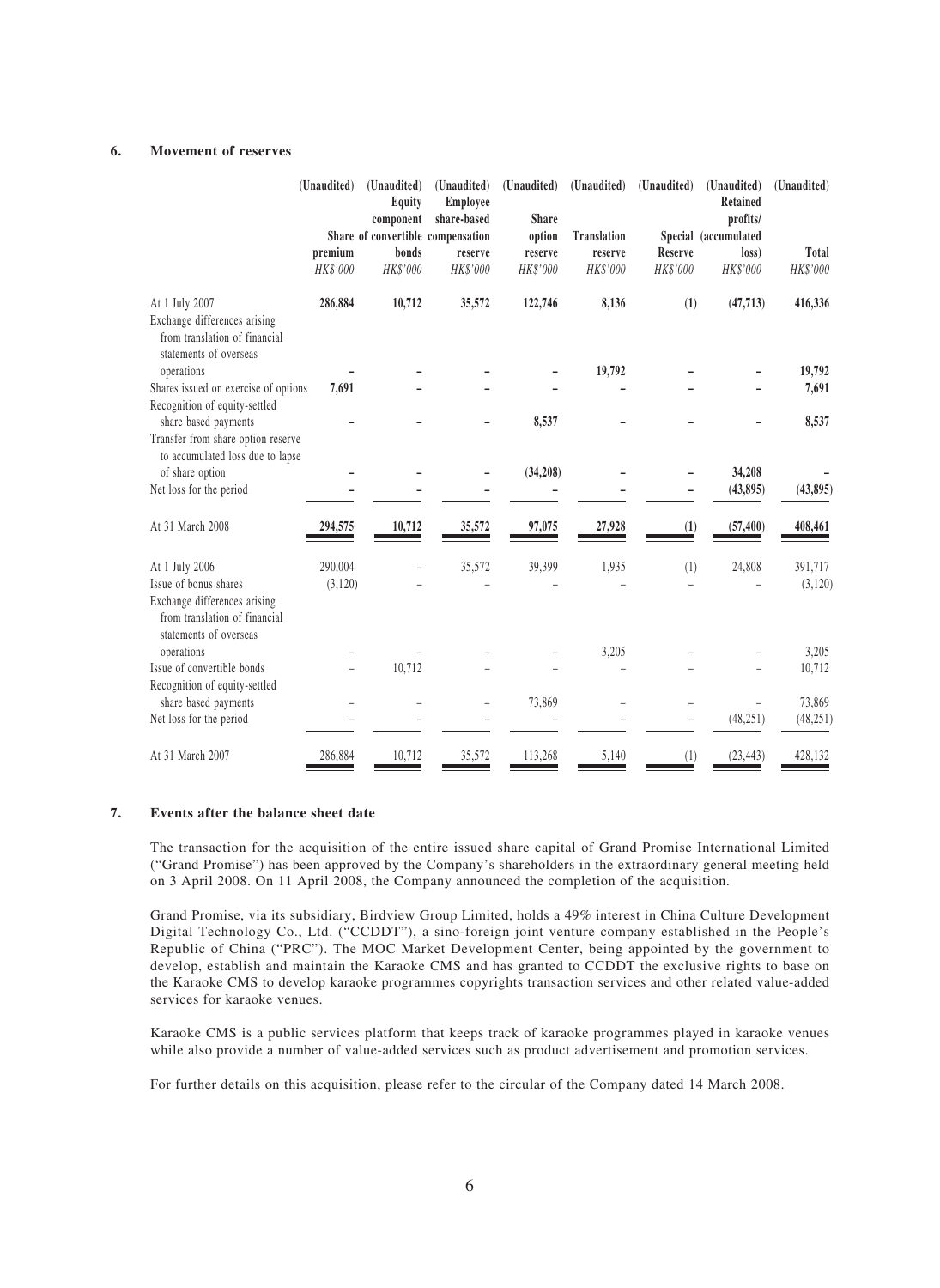## 6. Movement of reserves

| | (Unaudited) Share premium HK$'000 | (Unaudited) Equity component of convertible bonds HK$'000 | (Unaudited) Employee share-based compensation reserve HK$'000 | (Unaudited) Share option reserve HK$'000 | (Unaudited) Translation reserve HK$'000 | (Unaudited) Special Reserve HK$'000 | (Unaudited) Retained profits/ (accumulated loss) HK$'000 | (Unaudited) Total HK$'000 |
|---|---|---|---|---|---|---|---|---|
| **At 1 July 2007** | **286,884** | **10,712** | **35,572** | **122,746** | **8,136** | **(1)** | **(47,713)** | **416,336** |
| Exchange differences arising from translation of financial statements of overseas operations | **–** | **–** | **–** | **–** | **19,792** | **–** | **–** | **19,792** |
| Shares issued on exercise of options | **7,691** | **–** | **–** | **–** | **–** | **–** | **–** | **7,691** |
| Recognition of equity-settled share based payments | **–** | **–** | **–** | **8,537** | **–** | **–** | **–** | **8,537** |
| Transfer from share option reserve to accumulated loss due to lapse of share option | **–** | **–** | **–** | **(34,208)** | **–** | **–** | **34,208** | **–** |
| Net loss for the period | **–** | **–** | **–** | **–** | **–** | **–** | **(43,895)** | **(43,895)** |
| **At 31 March 2008** | **294,575** | **10,712** | **35,572** | **97,075** | **27,928** | **(1)** | **(57,400)** | **408,461** |
| At 1 July 2006 | 290,004 | – | 35,572 | 39,399 | 1,935 | (1) | 24,808 | 391,717 |
| Issue of bonus shares | (3,120) | – | – | – | – | – | – | (3,120) |
| Exchange differences arising from translation of financial statements of overseas operations | – | – | – | – | 3,205 | – | – | 3,205 |
| Issue of convertible bonds | – | 10,712 | – | – | – | – | – | 10,712 |
| Recognition of equity-settled share based payments | – | – | – | 73,869 | – | – | – | 73,869 |
| Net loss for the period | – | – | – | – | – | – | (48,251) | (48,251) |
| At 31 March 2007 | 286,884 | 10,712 | 35,572 | 113,268 | 5,140 | (1) | (23,443) | 428,132 |

## 7. Events after the balance sheet date

The transaction for the acquisition of the entire issued share capital of Grand Promise International Limited ("Grand Promise") has been approved by the Company's shareholders in the extraordinary general meeting held on 3 April 2008. On 11 April 2008, the Company announced the completion of the acquisition.

Grand Promise, via its subsidiary, Birdview Group Limited, holds a 49% interest in China Culture Development Digital Technology Co., Ltd. ("CCDDT"), a sino-foreign joint venture company established in the People's Republic of China ("PRC"). The MOC Market Development Center, being appointed by the government to develop, establish and maintain the Karaoke CMS and has granted to CCDDT the exclusive rights to base on the Karaoke CMS to develop karaoke programmes copyrights transaction services and other related value-added services for karaoke venues.

Karaoke CMS is a public services platform that keeps track of karaoke programmes played in karaoke venues while also provide a number of value-added services such as product advertisement and promotion services.

For further details on this acquisition, please refer to the circular of the Company dated 14 March 2008.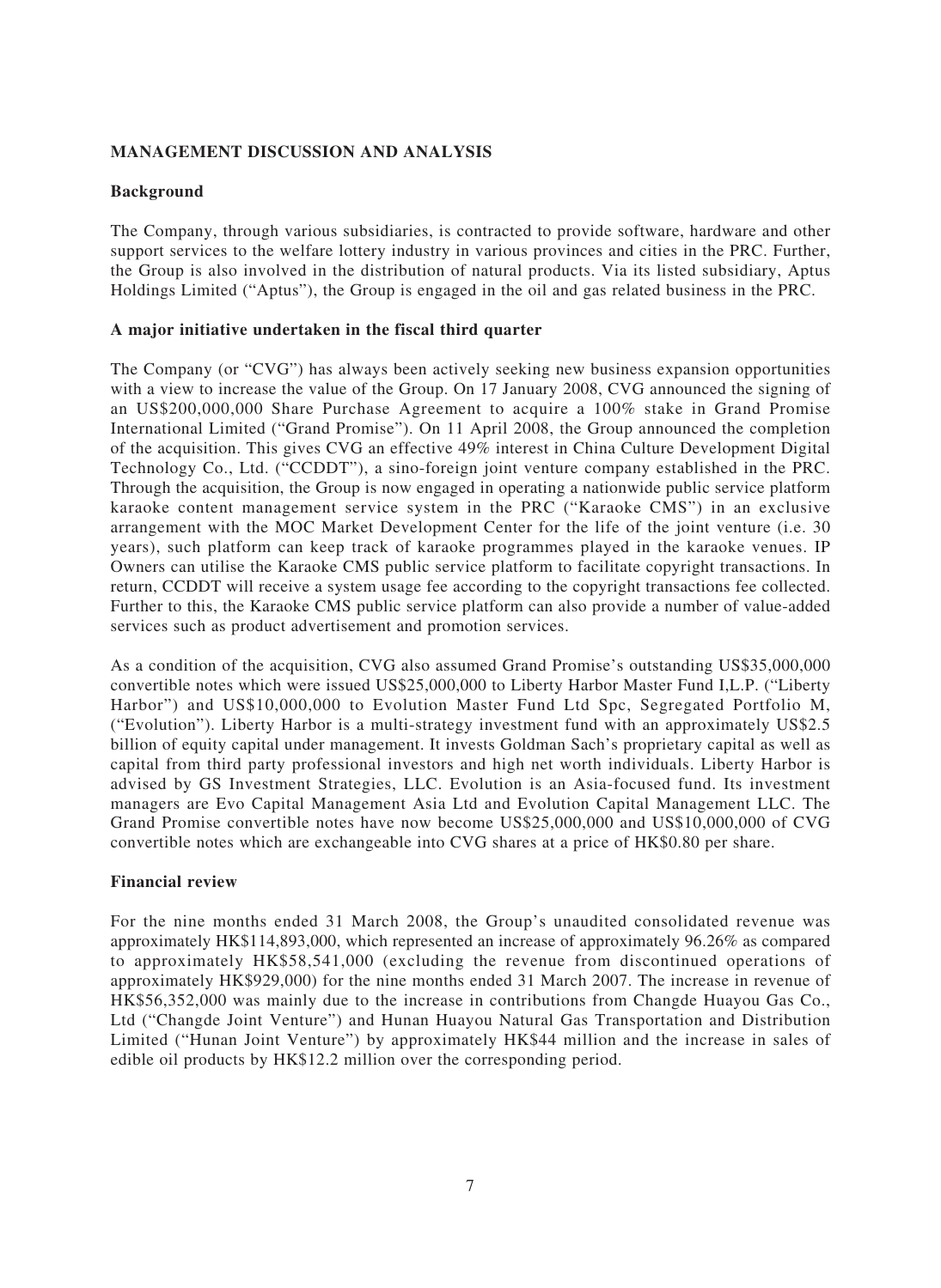## MANAGEMENT DISCUSSION AND ANALYSIS

### Background

The Company, through various subsidiaries, is contracted to provide software, hardware and other support services to the welfare lottery industry in various provinces and cities in the PRC. Further, the Group is also involved in the distribution of natural products. Via its listed subsidiary, Aptus Holdings Limited ("Aptus"), the Group is engaged in the oil and gas related business in the PRC.

### A major initiative undertaken in the fiscal third quarter

The Company (or "CVG") has always been actively seeking new business expansion opportunities with a view to increase the value of the Group. On 17 January 2008, CVG announced the signing of an US$200,000,000 Share Purchase Agreement to acquire a 100% stake in Grand Promise International Limited ("Grand Promise"). On 11 April 2008, the Group announced the completion of the acquisition. This gives CVG an effective 49% interest in China Culture Development Digital Technology Co., Ltd. ("CCDDT"), a sino-foreign joint venture company established in the PRC. Through the acquisition, the Group is now engaged in operating a nationwide public service platform karaoke content management service system in the PRC ("Karaoke CMS") in an exclusive arrangement with the MOC Market Development Center for the life of the joint venture (i.e. 30 years), such platform can keep track of karaoke programmes played in the karaoke venues. IP Owners can utilise the Karaoke CMS public service platform to facilitate copyright transactions. In return, CCDDT will receive a system usage fee according to the copyright transactions fee collected. Further to this, the Karaoke CMS public service platform can also provide a number of value-added services such as product advertisement and promotion services.

As a condition of the acquisition, CVG also assumed Grand Promise's outstanding US$35,000,000 convertible notes which were issued US$25,000,000 to Liberty Harbor Master Fund I,L.P. ("Liberty Harbor") and US$10,000,000 to Evolution Master Fund Ltd Spc, Segregated Portfolio M, ("Evolution"). Liberty Harbor is a multi-strategy investment fund with an approximately US$2.5 billion of equity capital under management. It invests Goldman Sach's proprietary capital as well as capital from third party professional investors and high net worth individuals. Liberty Harbor is advised by GS Investment Strategies, LLC. Evolution is an Asia-focused fund. Its investment managers are Evo Capital Management Asia Ltd and Evolution Capital Management LLC. The Grand Promise convertible notes have now become US$25,000,000 and US$10,000,000 of CVG convertible notes which are exchangeable into CVG shares at a price of HK$0.80 per share.

### Financial review

For the nine months ended 31 March 2008, the Group's unaudited consolidated revenue was approximately HK$114,893,000, which represented an increase of approximately 96.26% as compared to approximately HK$58,541,000 (excluding the revenue from discontinued operations of approximately HK$929,000) for the nine months ended 31 March 2007. The increase in revenue of HK$56,352,000 was mainly due to the increase in contributions from Changde Huayou Gas Co., Ltd ("Changde Joint Venture") and Hunan Huayou Natural Gas Transportation and Distribution Limited ("Hunan Joint Venture") by approximately HK$44 million and the increase in sales of edible oil products by HK$12.2 million over the corresponding period.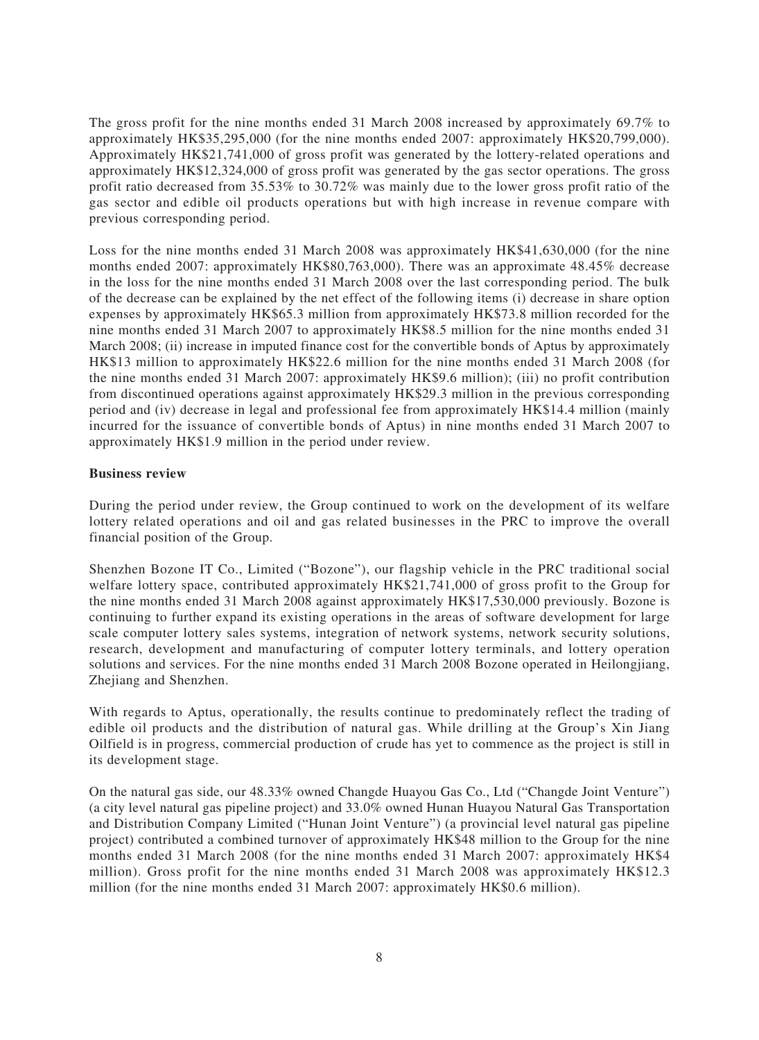The gross profit for the nine months ended 31 March 2008 increased by approximately 69.7% to approximately HK$35,295,000 (for the nine months ended 2007: approximately HK$20,799,000). Approximately HK$21,741,000 of gross profit was generated by the lottery-related operations and approximately HK$12,324,000 of gross profit was generated by the gas sector operations. The gross profit ratio decreased from 35.53% to 30.72% was mainly due to the lower gross profit ratio of the gas sector and edible oil products operations but with high increase in revenue compare with previous corresponding period.

Loss for the nine months ended 31 March 2008 was approximately HK$41,630,000 (for the nine months ended 2007: approximately HK$80,763,000). There was an approximate 48.45% decrease in the loss for the nine months ended 31 March 2008 over the last corresponding period. The bulk of the decrease can be explained by the net effect of the following items (i) decrease in share option expenses by approximately HK$65.3 million from approximately HK$73.8 million recorded for the nine months ended 31 March 2007 to approximately HK$8.5 million for the nine months ended 31 March 2008; (ii) increase in imputed finance cost for the convertible bonds of Aptus by approximately HK$13 million to approximately HK$22.6 million for the nine months ended 31 March 2008 (for the nine months ended 31 March 2007: approximately HK$9.6 million); (iii) no profit contribution from discontinued operations against approximately HK$29.3 million in the previous corresponding period and (iv) decrease in legal and professional fee from approximately HK$14.4 million (mainly incurred for the issuance of convertible bonds of Aptus) in nine months ended 31 March 2007 to approximately HK$1.9 million in the period under review.

**Business review**

During the period under review, the Group continued to work on the development of its welfare lottery related operations and oil and gas related businesses in the PRC to improve the overall financial position of the Group.

Shenzhen Bozone IT Co., Limited ("Bozone"), our flagship vehicle in the PRC traditional social welfare lottery space, contributed approximately HK$21,741,000 of gross profit to the Group for the nine months ended 31 March 2008 against approximately HK$17,530,000 previously. Bozone is continuing to further expand its existing operations in the areas of software development for large scale computer lottery sales systems, integration of network systems, network security solutions, research, development and manufacturing of computer lottery terminals, and lottery operation solutions and services. For the nine months ended 31 March 2008 Bozone operated in Heilongjiang, Zhejiang and Shenzhen.

With regards to Aptus, operationally, the results continue to predominately reflect the trading of edible oil products and the distribution of natural gas. While drilling at the Group's Xin Jiang Oilfield is in progress, commercial production of crude has yet to commence as the project is still in its development stage.

On the natural gas side, our 48.33% owned Changde Huayou Gas Co., Ltd ("Changde Joint Venture") (a city level natural gas pipeline project) and 33.0% owned Hunan Huayou Natural Gas Transportation and Distribution Company Limited ("Hunan Joint Venture") (a provincial level natural gas pipeline project) contributed a combined turnover of approximately HK$48 million to the Group for the nine months ended 31 March 2008 (for the nine months ended 31 March 2007: approximately HK$4 million). Gross profit for the nine months ended 31 March 2008 was approximately HK$12.3 million (for the nine months ended 31 March 2007: approximately HK$0.6 million).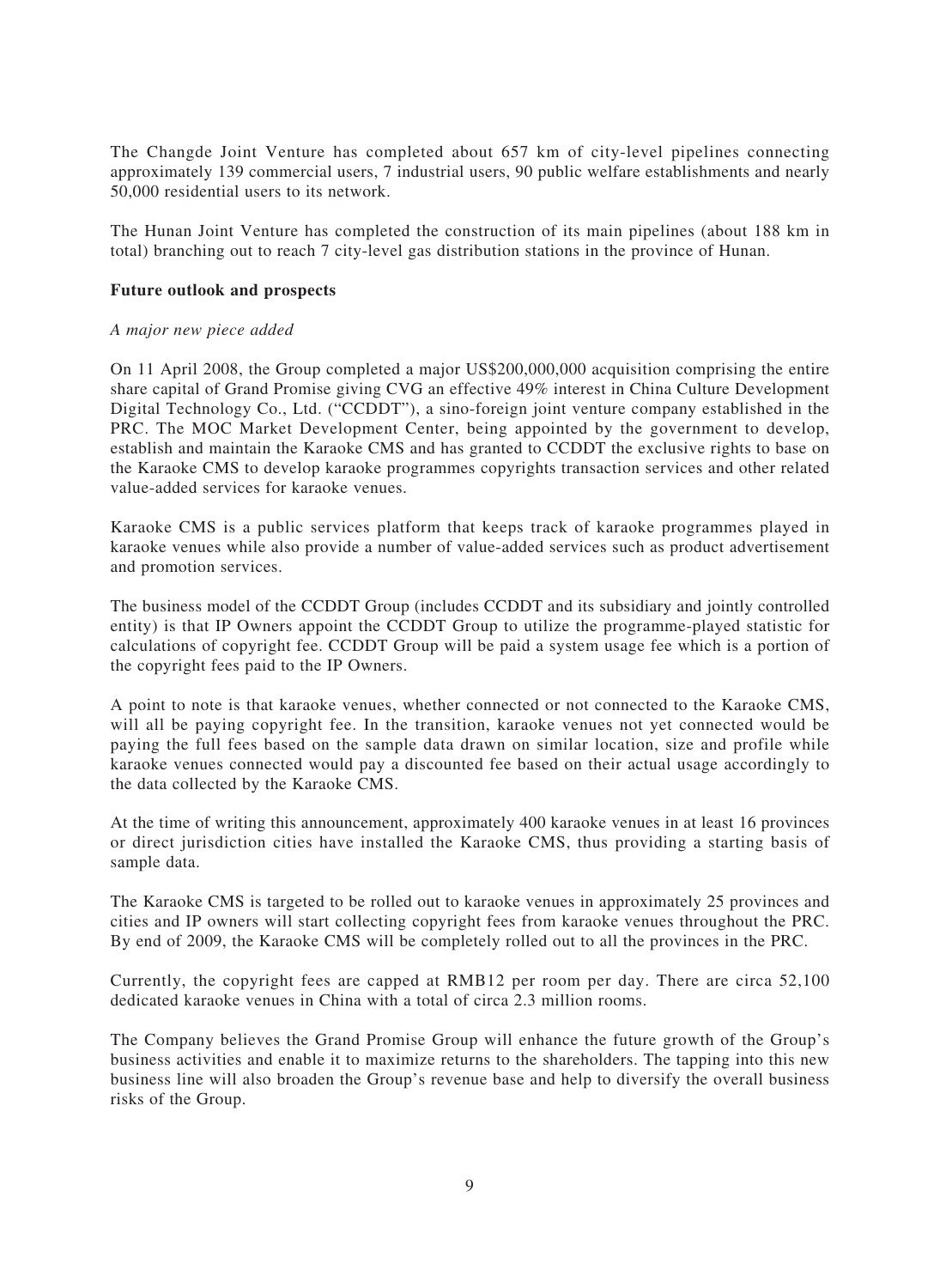The Changde Joint Venture has completed about 657 km of city-level pipelines connecting approximately 139 commercial users, 7 industrial users, 90 public welfare establishments and nearly 50,000 residential users to its network.

The Hunan Joint Venture has completed the construction of its main pipelines (about 188 km in total) branching out to reach 7 city-level gas distribution stations in the province of Hunan.

**Future outlook and prospects**

*A major new piece added*

On 11 April 2008, the Group completed a major US$200,000,000 acquisition comprising the entire share capital of Grand Promise giving CVG an effective 49% interest in China Culture Development Digital Technology Co., Ltd. ("CCDDT"), a sino-foreign joint venture company established in the PRC. The MOC Market Development Center, being appointed by the government to develop, establish and maintain the Karaoke CMS and has granted to CCDDT the exclusive rights to base on the Karaoke CMS to develop karaoke programmes copyrights transaction services and other related value-added services for karaoke venues.

Karaoke CMS is a public services platform that keeps track of karaoke programmes played in karaoke venues while also provide a number of value-added services such as product advertisement and promotion services.

The business model of the CCDDT Group (includes CCDDT and its subsidiary and jointly controlled entity) is that IP Owners appoint the CCDDT Group to utilize the programme-played statistic for calculations of copyright fee. CCDDT Group will be paid a system usage fee which is a portion of the copyright fees paid to the IP Owners.

A point to note is that karaoke venues, whether connected or not connected to the Karaoke CMS, will all be paying copyright fee. In the transition, karaoke venues not yet connected would be paying the full fees based on the sample data drawn on similar location, size and profile while karaoke venues connected would pay a discounted fee based on their actual usage accordingly to the data collected by the Karaoke CMS.

At the time of writing this announcement, approximately 400 karaoke venues in at least 16 provinces or direct jurisdiction cities have installed the Karaoke CMS, thus providing a starting basis of sample data.

The Karaoke CMS is targeted to be rolled out to karaoke venues in approximately 25 provinces and cities and IP owners will start collecting copyright fees from karaoke venues throughout the PRC. By end of 2009, the Karaoke CMS will be completely rolled out to all the provinces in the PRC.

Currently, the copyright fees are capped at RMB12 per room per day. There are circa 52,100 dedicated karaoke venues in China with a total of circa 2.3 million rooms.

The Company believes the Grand Promise Group will enhance the future growth of the Group's business activities and enable it to maximize returns to the shareholders. The tapping into this new business line will also broaden the Group's revenue base and help to diversify the overall business risks of the Group.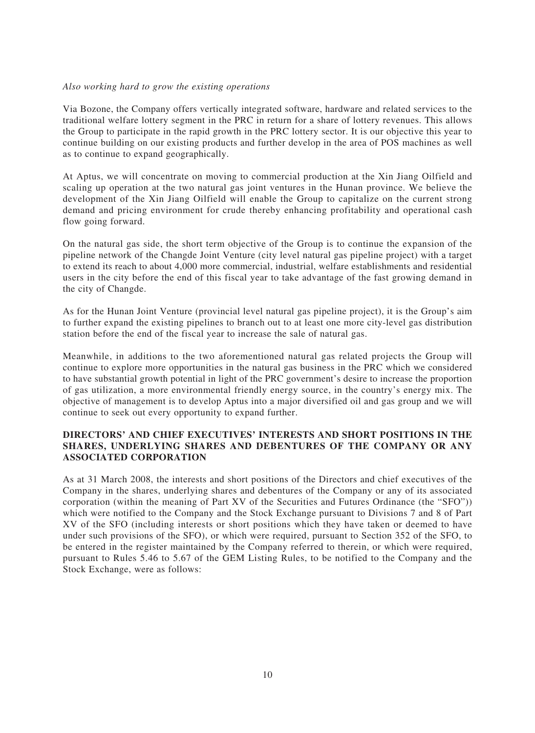*Also working hard to grow the existing operations*

Via Bozone, the Company offers vertically integrated software, hardware and related services to the traditional welfare lottery segment in the PRC in return for a share of lottery revenues. This allows the Group to participate in the rapid growth in the PRC lottery sector. It is our objective this year to continue building on our existing products and further develop in the area of POS machines as well as to continue to expand geographically.

At Aptus, we will concentrate on moving to commercial production at the Xin Jiang Oilfield and scaling up operation at the two natural gas joint ventures in the Hunan province. We believe the development of the Xin Jiang Oilfield will enable the Group to capitalize on the current strong demand and pricing environment for crude thereby enhancing profitability and operational cash flow going forward.

On the natural gas side, the short term objective of the Group is to continue the expansion of the pipeline network of the Changde Joint Venture (city level natural gas pipeline project) with a target to extend its reach to about 4,000 more commercial, industrial, welfare establishments and residential users in the city before the end of this fiscal year to take advantage of the fast growing demand in the city of Changde.

As for the Hunan Joint Venture (provincial level natural gas pipeline project), it is the Group's aim to further expand the existing pipelines to branch out to at least one more city-level gas distribution station before the end of the fiscal year to increase the sale of natural gas.

Meanwhile, in additions to the two aforementioned natural gas related projects the Group will continue to explore more opportunities in the natural gas business in the PRC which we considered to have substantial growth potential in light of the PRC government's desire to increase the proportion of gas utilization, a more environmental friendly energy source, in the country's energy mix. The objective of management is to develop Aptus into a major diversified oil and gas group and we will continue to seek out every opportunity to expand further.

## DIRECTORS' AND CHIEF EXECUTIVES' INTERESTS AND SHORT POSITIONS IN THE SHARES, UNDERLYING SHARES AND DEBENTURES OF THE COMPANY OR ANY ASSOCIATED CORPORATION

As at 31 March 2008, the interests and short positions of the Directors and chief executives of the Company in the shares, underlying shares and debentures of the Company or any of its associated corporation (within the meaning of Part XV of the Securities and Futures Ordinance (the "SFO")) which were notified to the Company and the Stock Exchange pursuant to Divisions 7 and 8 of Part XV of the SFO (including interests or short positions which they have taken or deemed to have under such provisions of the SFO), or which were required, pursuant to Section 352 of the SFO, to be entered in the register maintained by the Company referred to therein, or which were required, pursuant to Rules 5.46 to 5.67 of the GEM Listing Rules, to be notified to the Company and the Stock Exchange, were as follows: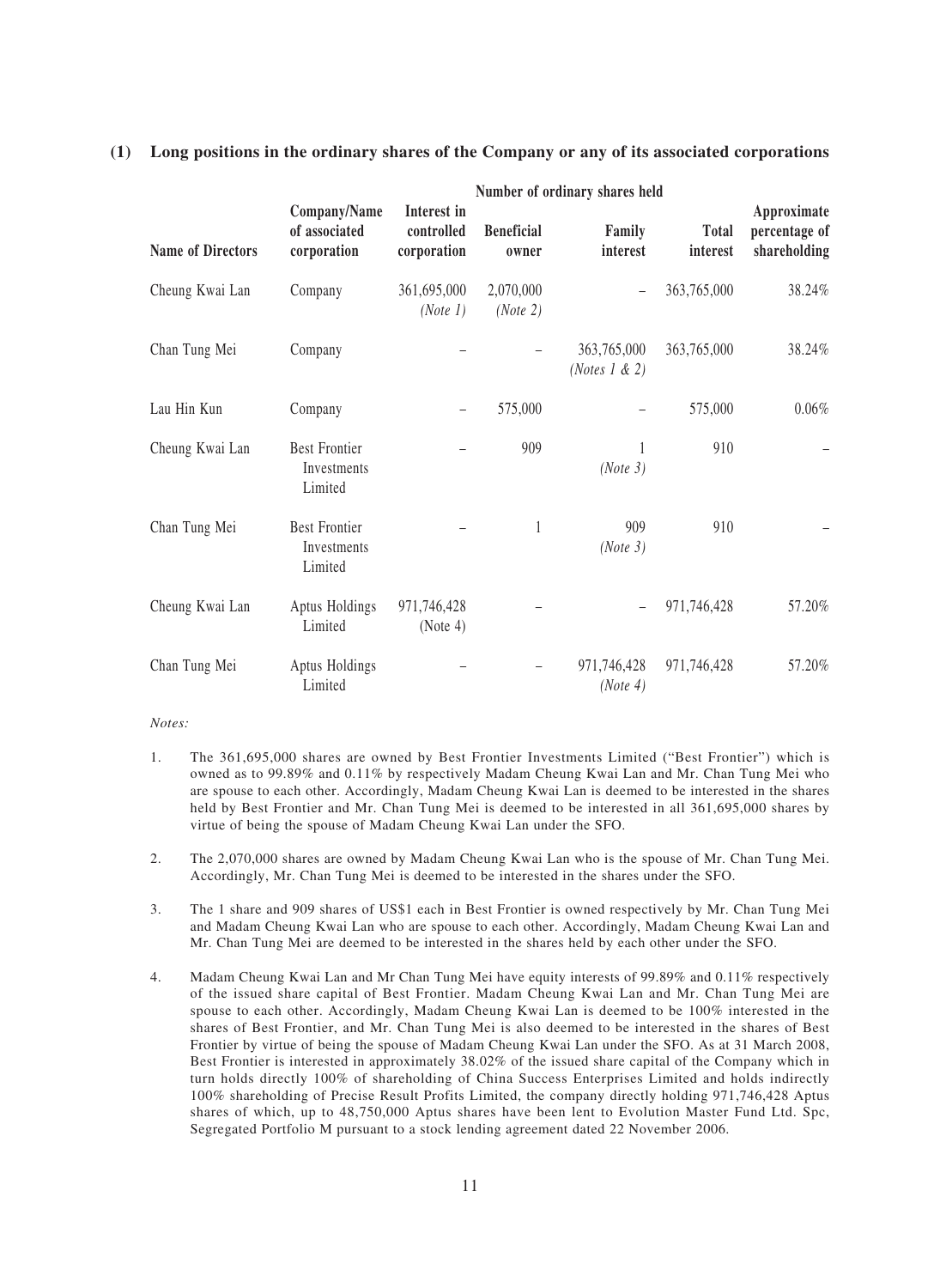**(1) Long positions in the ordinary shares of the Company or any of its associated corporations**

| Name of Directors | Company/Name of associated corporation | Number of ordinary shares held | | | | Approximate percentage of shareholding |
|---|---|---|---|---|---|---|
| | | Interest in controlled corporation | Beneficial owner | Family interest | Total interest | |
| Cheung Kwai Lan | Company | 361,695,000 *(Note 1)* | 2,070,000 *(Note 2)* | – | 363,765,000 | 38.24% |
| Chan Tung Mei | Company | – | – | 363,765,000 *(Notes 1 & 2)* | 363,765,000 | 38.24% |
| Lau Hin Kun | Company | – | 575,000 | – | 575,000 | 0.06% |
| Cheung Kwai Lan | Best Frontier Investments Limited | – | 909 | 1 *(Note 3)* | 910 | – |
| Chan Tung Mei | Best Frontier Investments Limited | – | 1 | 909 *(Note 3)* | 910 | – |
| Cheung Kwai Lan | Aptus Holdings Limited | 971,746,428 (Note 4) | – | – | 971,746,428 | 57.20% |
| Chan Tung Mei | Aptus Holdings Limited | – | – | 971,746,428 *(Note 4)* | 971,746,428 | 57.20% |

*Notes:*

1. The 361,695,000 shares are owned by Best Frontier Investments Limited ("Best Frontier") which is owned as to 99.89% and 0.11% by respectively Madam Cheung Kwai Lan and Mr. Chan Tung Mei who are spouse to each other. Accordingly, Madam Cheung Kwai Lan is deemed to be interested in the shares held by Best Frontier and Mr. Chan Tung Mei is deemed to be interested in all 361,695,000 shares by virtue of being the spouse of Madam Cheung Kwai Lan under the SFO.

2. The 2,070,000 shares are owned by Madam Cheung Kwai Lan who is the spouse of Mr. Chan Tung Mei. Accordingly, Mr. Chan Tung Mei is deemed to be interested in the shares under the SFO.

3. The 1 share and 909 shares of US$1 each in Best Frontier is owned respectively by Mr. Chan Tung Mei and Madam Cheung Kwai Lan who are spouse to each other. Accordingly, Madam Cheung Kwai Lan and Mr. Chan Tung Mei are deemed to be interested in the shares held by each other under the SFO.

4. Madam Cheung Kwai Lan and Mr Chan Tung Mei have equity interests of 99.89% and 0.11% respectively of the issued share capital of Best Frontier. Madam Cheung Kwai Lan and Mr. Chan Tung Mei are spouse to each other. Accordingly, Madam Cheung Kwai Lan is deemed to be 100% interested in the shares of Best Frontier, and Mr. Chan Tung Mei is also deemed to be interested in the shares of Best Frontier by virtue of being the spouse of Madam Cheung Kwai Lan under the SFO. As at 31 March 2008, Best Frontier is interested in approximately 38.02% of the issued share capital of the Company which in turn holds directly 100% of shareholding of China Success Enterprises Limited and holds indirectly 100% shareholding of Precise Result Profits Limited, the company directly holding 971,746,428 Aptus shares of which, up to 48,750,000 Aptus shares have been lent to Evolution Master Fund Ltd. Spc, Segregated Portfolio M pursuant to a stock lending agreement dated 22 November 2006.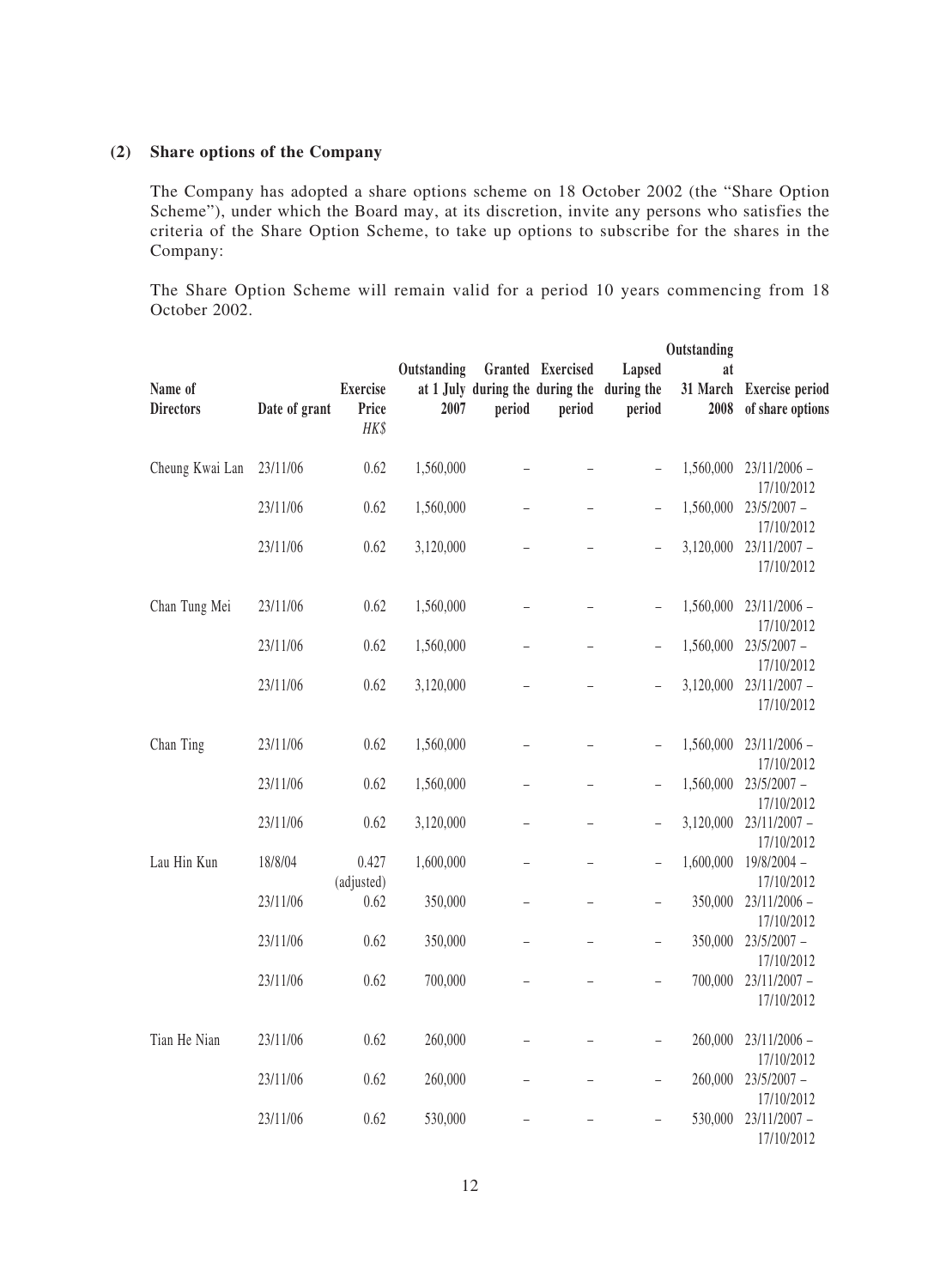**(2) Share options of the Company**

The Company has adopted a share options scheme on 18 October 2002 (the "Share Option Scheme"), under which the Board may, at its discretion, invite any persons who satisfies the criteria of the Share Option Scheme, to take up options to subscribe for the shares in the Company:

The Share Option Scheme will remain valid for a period 10 years commencing from 18 October 2002.

| Name of Directors | Date of grant | Exercise Price HK$ | Outstanding at 1 July 2007 | Granted during the period | Exercised during the period | Lapsed during the period | Outstanding at 31 March 2008 | Exercise period of share options |
|---|---|---|---|---|---|---|---|---|
| Cheung Kwai Lan | 23/11/06 | 0.62 | 1,560,000 | – | – | – | 1,560,000 | 23/11/2006 – 17/10/2012 |
| | 23/11/06 | 0.62 | 1,560,000 | – | – | – | 1,560,000 | 23/5/2007 – 17/10/2012 |
| | 23/11/06 | 0.62 | 3,120,000 | – | – | – | 3,120,000 | 23/11/2007 – 17/10/2012 |
| Chan Tung Mei | 23/11/06 | 0.62 | 1,560,000 | – | – | – | 1,560,000 | 23/11/2006 – 17/10/2012 |
| | 23/11/06 | 0.62 | 1,560,000 | – | – | – | 1,560,000 | 23/5/2007 – 17/10/2012 |
| | 23/11/06 | 0.62 | 3,120,000 | – | – | – | 3,120,000 | 23/11/2007 – 17/10/2012 |
| Chan Ting | 23/11/06 | 0.62 | 1,560,000 | – | – | – | 1,560,000 | 23/11/2006 – 17/10/2012 |
| | 23/11/06 | 0.62 | 1,560,000 | – | – | – | 1,560,000 | 23/5/2007 – 17/10/2012 |
| | 23/11/06 | 0.62 | 3,120,000 | – | – | – | 3,120,000 | 23/11/2007 – 17/10/2012 |
| Lau Hin Kun | 18/8/04 | 0.427 (adjusted) | 1,600,000 | – | – | – | 1,600,000 | 19/8/2004 – 17/10/2012 |
| | 23/11/06 | 0.62 | 350,000 | – | – | – | 350,000 | 23/11/2006 – 17/10/2012 |
| | 23/11/06 | 0.62 | 350,000 | – | – | – | 350,000 | 23/5/2007 – 17/10/2012 |
| | 23/11/06 | 0.62 | 700,000 | – | – | – | 700,000 | 23/11/2007 – 17/10/2012 |
| Tian He Nian | 23/11/06 | 0.62 | 260,000 | – | – | – | 260,000 | 23/11/2006 – 17/10/2012 |
| | 23/11/06 | 0.62 | 260,000 | – | – | – | 260,000 | 23/5/2007 – 17/10/2012 |
| | 23/11/06 | 0.62 | 530,000 | – | – | – | 530,000 | 23/11/2007 – 17/10/2012 |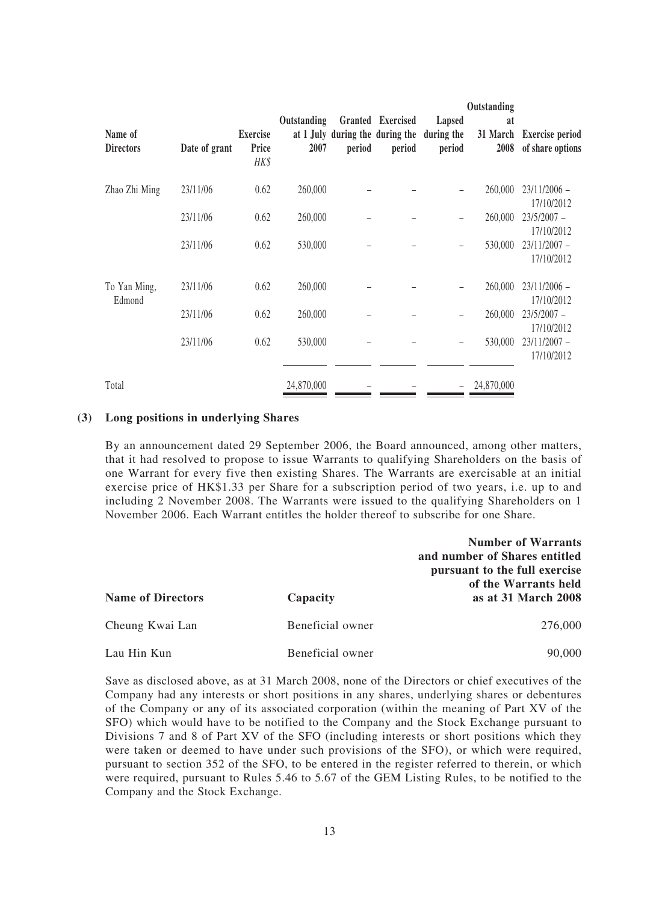| Name of Directors | Date of grant | Exercise Price HK$ | Outstanding at 1 July 2007 | Granted during the period | Exercised during the period | Lapsed during the period | Outstanding at 31 March 2008 | Exercise period of share options |
|---|---|---|---|---|---|---|---|---|
| Zhao Zhi Ming | 23/11/06 | 0.62 | 260,000 | – | – | – | 260,000 | 23/11/2006 – 17/10/2012 |
| | 23/11/06 | 0.62 | 260,000 | – | – | – | 260,000 | 23/5/2007 – 17/10/2012 |
| | 23/11/06 | 0.62 | 530,000 | – | – | – | 530,000 | 23/11/2007 – 17/10/2012 |
| To Yan Ming, Edmond | 23/11/06 | 0.62 | 260,000 | – | – | – | 260,000 | 23/11/2006 – 17/10/2012 |
| | 23/11/06 | 0.62 | 260,000 | – | – | – | 260,000 | 23/5/2007 – 17/10/2012 |
| | 23/11/06 | 0.62 | 530,000 | – | – | – | 530,000 | 23/11/2007 – 17/10/2012 |
| Total | | | 24,870,000 | – | – | – | 24,870,000 | |

**(3) Long positions in underlying Shares**

By an announcement dated 29 September 2006, the Board announced, among other matters, that it had resolved to propose to issue Warrants to qualifying Shareholders on the basis of one Warrant for every five then existing Shares. The Warrants are exercisable at an initial exercise price of HK$1.33 per Share for a subscription period of two years, i.e. up to and including 2 November 2008. The Warrants were issued to the qualifying Shareholders on 1 November 2006. Each Warrant entitles the holder thereof to subscribe for one Share.

| Name of Directors | Capacity | Number of Warrants and number of Shares entitled pursuant to the full exercise of the Warrants held as at 31 March 2008 |
|---|---|---|
| Cheung Kwai Lan | Beneficial owner | 276,000 |
| Lau Hin Kun | Beneficial owner | 90,000 |

Save as disclosed above, as at 31 March 2008, none of the Directors or chief executives of the Company had any interests or short positions in any shares, underlying shares or debentures of the Company or any of its associated corporation (within the meaning of Part XV of the SFO) which would have to be notified to the Company and the Stock Exchange pursuant to Divisions 7 and 8 of Part XV of the SFO (including interests or short positions which they were taken or deemed to have under such provisions of the SFO), or which were required, pursuant to section 352 of the SFO, to be entered in the register referred to therein, or which were required, pursuant to Rules 5.46 to 5.67 of the GEM Listing Rules, to be notified to the Company and the Stock Exchange.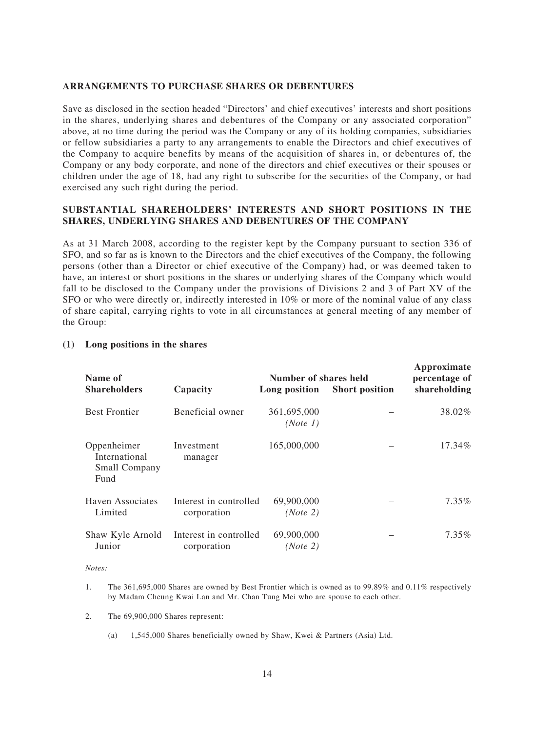## ARRANGEMENTS TO PURCHASE SHARES OR DEBENTURES

Save as disclosed in the section headed "Directors' and chief executives' interests and short positions in the shares, underlying shares and debentures of the Company or any associated corporation" above, at no time during the period was the Company or any of its holding companies, subsidiaries or fellow subsidiaries a party to any arrangements to enable the Directors and chief executives of the Company to acquire benefits by means of the acquisition of shares in, or debentures of, the Company or any body corporate, and none of the directors and chief executives or their spouses or children under the age of 18, had any right to subscribe for the securities of the Company, or had exercised any such right during the period.

## SUBSTANTIAL SHAREHOLDERS' INTERESTS AND SHORT POSITIONS IN THE SHARES, UNDERLYING SHARES AND DEBENTURES OF THE COMPANY

As at 31 March 2008, according to the register kept by the Company pursuant to section 336 of SFO, and so far as is known to the Directors and the chief executives of the Company, the following persons (other than a Director or chief executive of the Company) had, or was deemed taken to have, an interest or short positions in the shares or underlying shares of the Company which would fall to be disclosed to the Company under the provisions of Divisions 2 and 3 of Part XV of the SFO or who were directly or, indirectly interested in 10% or more of the nominal value of any class of share capital, carrying rights to vote in all circumstances at general meeting of any member of the Group:

**(1) Long positions in the shares**

| Name of Shareholders | Capacity | Number of shares held | | Approximate percentage of shareholding |
|---|---|---|---|---|
| | | Long position | Short position | |
| Best Frontier | Beneficial owner | 361,695,000 *(Note 1)* | – | 38.02% |
| Oppenheimer International Small Company Fund | Investment manager | 165,000,000 | – | 17.34% |
| Haven Associates Limited | Interest in controlled corporation | 69,900,000 *(Note 2)* | – | 7.35% |
| Shaw Kyle Arnold Junior | Interest in controlled corporation | 69,900,000 *(Note 2)* | – | 7.35% |

*Notes:*

1. The 361,695,000 Shares are owned by Best Frontier which is owned as to 99.89% and 0.11% respectively by Madam Cheung Kwai Lan and Mr. Chan Tung Mei who are spouse to each other.

2. The 69,900,000 Shares represent:

   (a) 1,545,000 Shares beneficially owned by Shaw, Kwei & Partners (Asia) Ltd.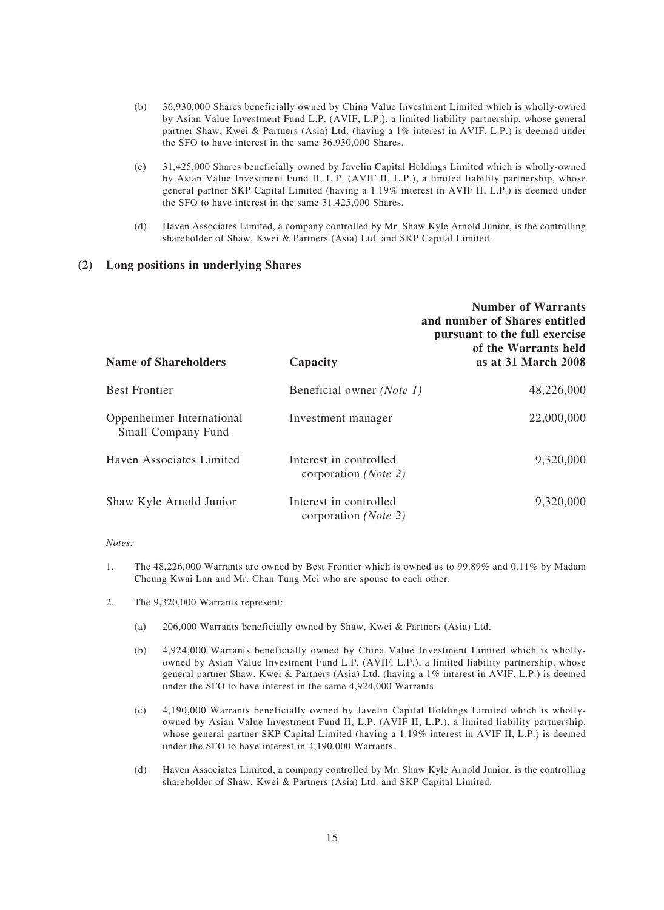(b) 36,930,000 Shares beneficially owned by China Value Investment Limited which is wholly-owned by Asian Value Investment Fund L.P. (AVIF, L.P.), a limited liability partnership, whose general partner Shaw, Kwei & Partners (Asia) Ltd. (having a 1% interest in AVIF, L.P.) is deemed under the SFO to have interest in the same 36,930,000 Shares.

(c) 31,425,000 Shares beneficially owned by Javelin Capital Holdings Limited which is wholly-owned by Asian Value Investment Fund II, L.P. (AVIF II, L.P.), a limited liability partnership, whose general partner SKP Capital Limited (having a 1.19% interest in AVIF II, L.P.) is deemed under the SFO to have interest in the same 31,425,000 Shares.

(d) Haven Associates Limited, a company controlled by Mr. Shaw Kyle Arnold Junior, is the controlling shareholder of Shaw, Kwei & Partners (Asia) Ltd. and SKP Capital Limited.

## (2) Long positions in underlying Shares

| Name of Shareholders | Capacity | Number of Warrants and number of Shares entitled pursuant to the full exercise of the Warrants held as at 31 March 2008 |
|---|---|---|
| Best Frontier | Beneficial owner *(Note 1)* | 48,226,000 |
| Oppenheimer International Small Company Fund | Investment manager | 22,000,000 |
| Haven Associates Limited | Interest in controlled corporation *(Note 2)* | 9,320,000 |
| Shaw Kyle Arnold Junior | Interest in controlled corporation *(Note 2)* | 9,320,000 |

*Notes:*

1. The 48,226,000 Warrants are owned by Best Frontier which is owned as to 99.89% and 0.11% by Madam Cheung Kwai Lan and Mr. Chan Tung Mei who are spouse to each other.

2. The 9,320,000 Warrants represent:

   (a) 206,000 Warrants beneficially owned by Shaw, Kwei & Partners (Asia) Ltd.

   (b) 4,924,000 Warrants beneficially owned by China Value Investment Limited which is wholly-owned by Asian Value Investment Fund L.P. (AVIF, L.P.), a limited liability partnership, whose general partner Shaw, Kwei & Partners (Asia) Ltd. (having a 1% interest in AVIF, L.P.) is deemed under the SFO to have interest in the same 4,924,000 Warrants.

   (c) 4,190,000 Warrants beneficially owned by Javelin Capital Holdings Limited which is wholly-owned by Asian Value Investment Fund II, L.P. (AVIF II, L.P.), a limited liability partnership, whose general partner SKP Capital Limited (having a 1.19% interest in AVIF II, L.P.) is deemed under the SFO to have interest in 4,190,000 Warrants.

   (d) Haven Associates Limited, a company controlled by Mr. Shaw Kyle Arnold Junior, is the controlling shareholder of Shaw, Kwei & Partners (Asia) Ltd. and SKP Capital Limited.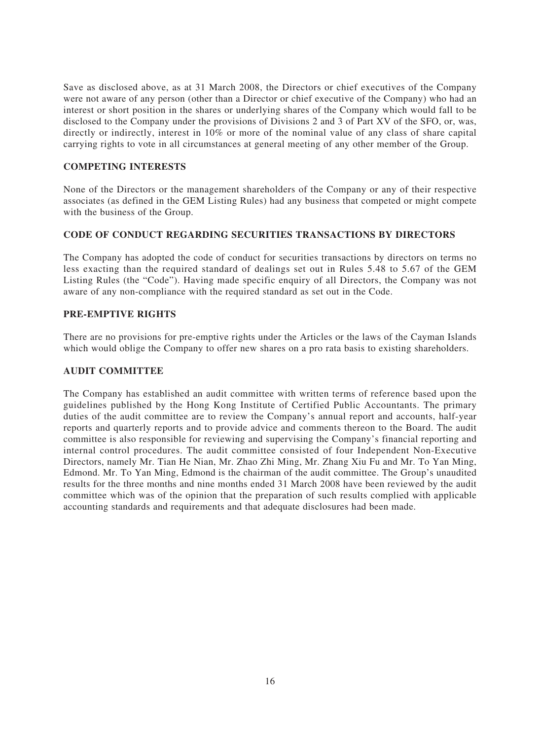Save as disclosed above, as at 31 March 2008, the Directors or chief executives of the Company were not aware of any person (other than a Director or chief executive of the Company) who had an interest or short position in the shares or underlying shares of the Company which would fall to be disclosed to the Company under the provisions of Divisions 2 and 3 of Part XV of the SFO, or, was, directly or indirectly, interest in 10% or more of the nominal value of any class of share capital carrying rights to vote in all circumstances at general meeting of any other member of the Group.

## COMPETING INTERESTS

None of the Directors or the management shareholders of the Company or any of their respective associates (as defined in the GEM Listing Rules) had any business that competed or might compete with the business of the Group.

## CODE OF CONDUCT REGARDING SECURITIES TRANSACTIONS BY DIRECTORS

The Company has adopted the code of conduct for securities transactions by directors on terms no less exacting than the required standard of dealings set out in Rules 5.48 to 5.67 of the GEM Listing Rules (the "Code"). Having made specific enquiry of all Directors, the Company was not aware of any non-compliance with the required standard as set out in the Code.

## PRE-EMPTIVE RIGHTS

There are no provisions for pre-emptive rights under the Articles or the laws of the Cayman Islands which would oblige the Company to offer new shares on a pro rata basis to existing shareholders.

## AUDIT COMMITTEE

The Company has established an audit committee with written terms of reference based upon the guidelines published by the Hong Kong Institute of Certified Public Accountants. The primary duties of the audit committee are to review the Company's annual report and accounts, half-year reports and quarterly reports and to provide advice and comments thereon to the Board. The audit committee is also responsible for reviewing and supervising the Company's financial reporting and internal control procedures. The audit committee consisted of four Independent Non-Executive Directors, namely Mr. Tian He Nian, Mr. Zhao Zhi Ming, Mr. Zhang Xiu Fu and Mr. To Yan Ming, Edmond. Mr. To Yan Ming, Edmond is the chairman of the audit committee. The Group's unaudited results for the three months and nine months ended 31 March 2008 have been reviewed by the audit committee which was of the opinion that the preparation of such results complied with applicable accounting standards and requirements and that adequate disclosures had been made.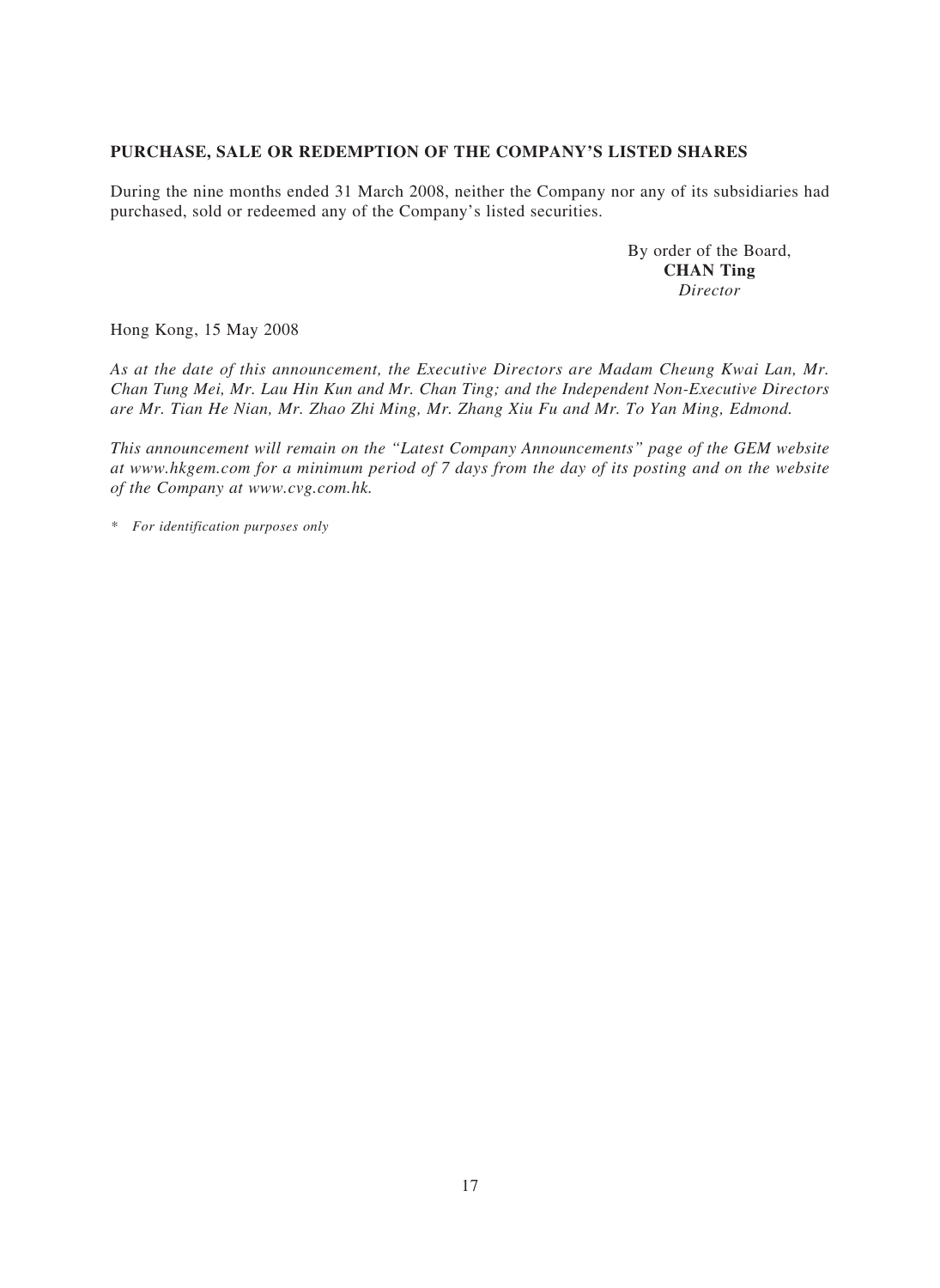**PURCHASE, SALE OR REDEMPTION OF THE COMPANY'S LISTED SHARES**

During the nine months ended 31 March 2008, neither the Company nor any of its subsidiaries had purchased, sold or redeemed any of the Company's listed securities.

By order of the Board,
**CHAN Ting**
*Director*

Hong Kong, 15 May 2008

*As at the date of this announcement, the Executive Directors are Madam Cheung Kwai Lan, Mr. Chan Tung Mei, Mr. Lau Hin Kun and Mr. Chan Ting; and the Independent Non-Executive Directors are Mr. Tian He Nian, Mr. Zhao Zhi Ming, Mr. Zhang Xiu Fu and Mr. To Yan Ming, Edmond.*

*This announcement will remain on the "Latest Company Announcements" page of the GEM website at www.hkgem.com for a minimum period of 7 days from the day of its posting and on the website of the Company at www.cvg.com.hk.*

\* *For identification purposes only*